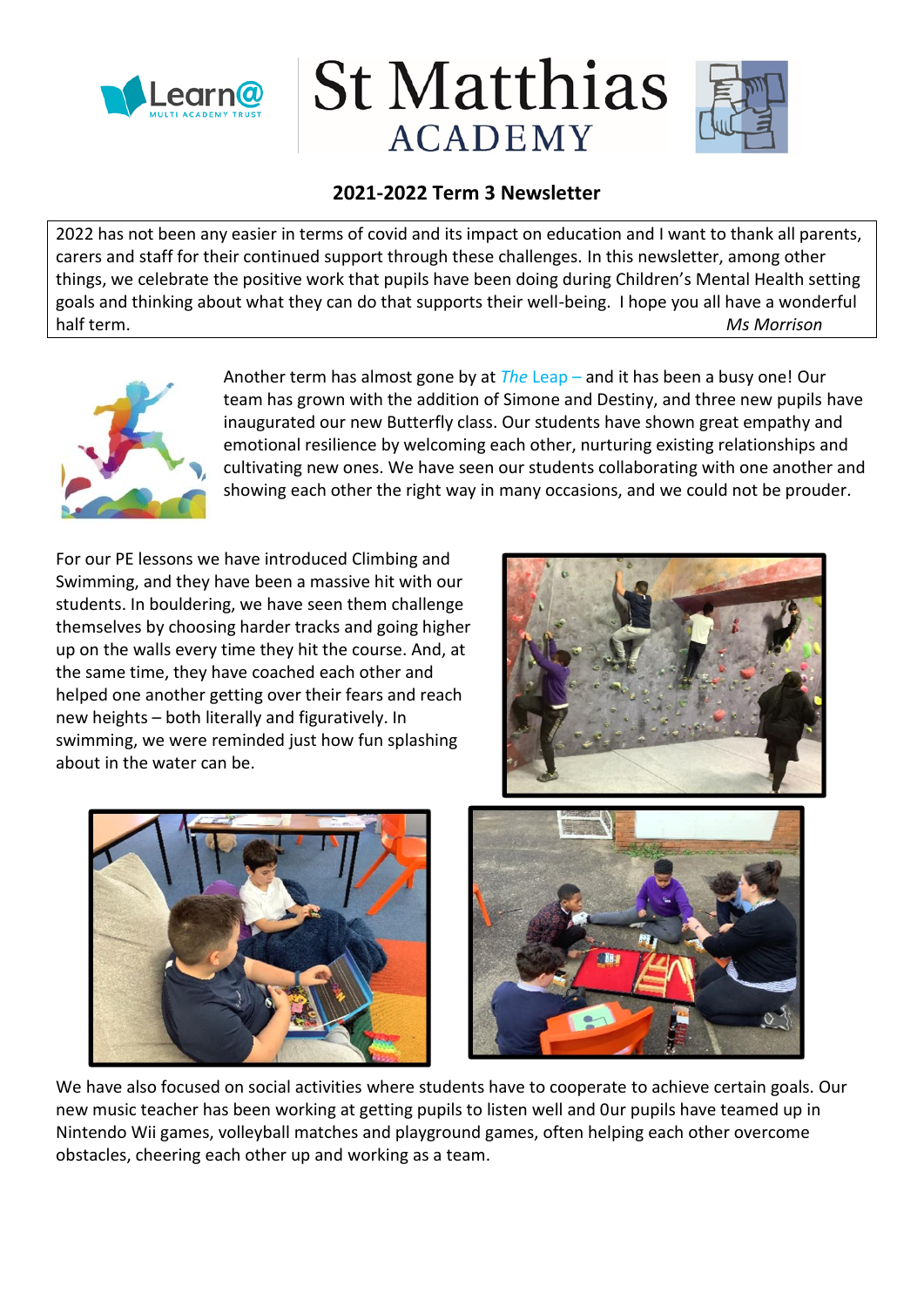# St Matthias ACADEMY

## 2021-2022 Term 3 Newsletter

2022 has not been any easier in terms of covid and its impact on education and I want to thank all parents, carers and staff for their continued support through these challenges. In this newsletter, among other things, we celebrate the positive work that pupils have been doing during Children's Mental Health setting goals and thinking about what they can do that supports their well-being. I hope you all have a wonderful half term.

*Ms Morrison*

Another term has almost gone by at *The* Leap – and it has been a busy one! Our team has grown with the addition of Simone and Destiny, and three new pupils have inaugurated our new Butterfly class. Our students have shown great empathy and emotional resilience by welcoming each other, nurturing existing relationships and cultivating new ones. We have seen our students collaborating with one another and showing each other the right way in many occasions, and we could not be prouder.

For our PE lessons we have introduced Climbing and Swimming, and they have been a massive hit with our students. In bouldering, we have seen them challenge themselves by choosing harder tracks and going higher up on the walls every time they hit the course. And, at the same time, they have coached each other and helped one another getting over their fears and reach new heights – both literally and figuratively. In swimming, we were reminded just how fun splashing about in the water can be.

We have also focused on social activities where students have to cooperate to achieve certain goals. Our new music teacher has been working at getting pupils to listen well and 0ur pupils have teamed up in Nintendo Wii games, volleyball matches and playground games, often helping each other overcome obstacles, cheering each other up and working as a team.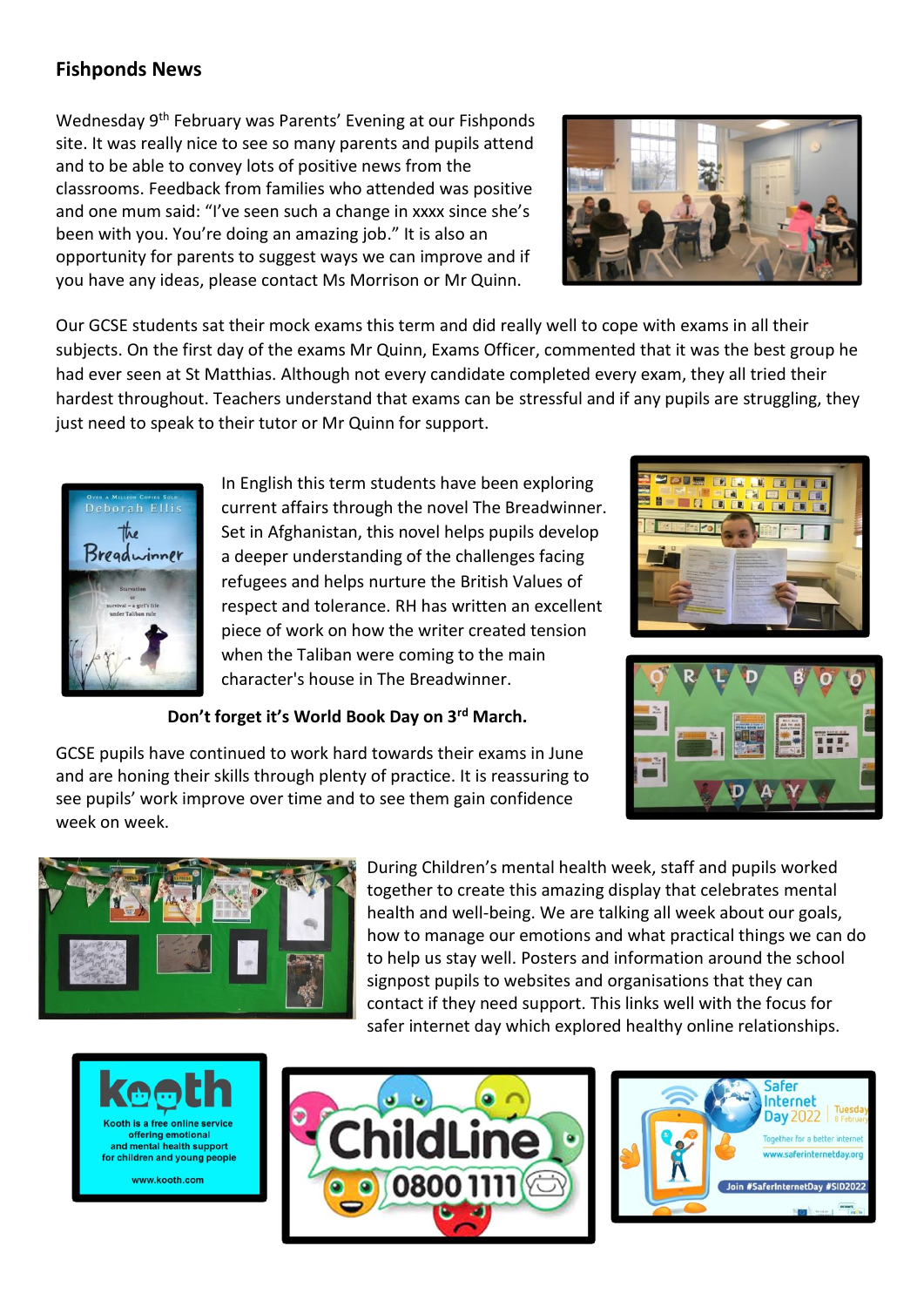## Fishponds News

Wednesday 9th February was Parents' Evening at our Fishponds site. It was really nice to see so many parents and pupils attend and to be able to convey lots of positive news from the classrooms. Feedback from families who attended was positive and one mum said: "I've seen such a change in xxxx since she's been with you. You're doing an amazing job." It is also an opportunity for parents to suggest ways we can improve and if you have any ideas, please contact Ms Morrison or Mr Quinn.

Our GCSE students sat their mock exams this term and did really well to cope with exams in all their subjects. On the first day of the exams Mr Quinn, Exams Officer, commented that it was the best group he had ever seen at St Matthias. Although not every candidate completed every exam, they all tried their hardest throughout. Teachers understand that exams can be stressful and if any pupils are struggling, they just need to speak to their tutor or Mr Quinn for support.

In English this term students have been exploring current affairs through the novel The Breadwinner. Set in Afghanistan, this novel helps pupils develop a deeper understanding of the challenges facing refugees and helps nurture the British Values of respect and tolerance. RH has written an excellent piece of work on how the writer created tension when the Taliban were coming to the main character's house in The Breadwinner.

**Don't forget it's World Book Day on 3rd March.**

GCSE pupils have continued to work hard towards their exams in June and are honing their skills through plenty of practice. It is reassuring to see pupils' work improve over time and to see them gain confidence week on week.

During Children's mental health week, staff and pupils worked together to create this amazing display that celebrates mental health and well-being. We are talking all week about our goals, how to manage our emotions and what practical things we can do to help us stay well. Posters and information around the school signpost pupils to websites and organisations that they can contact if they need support. This links well with the focus for safer internet day which explored healthy online relationships.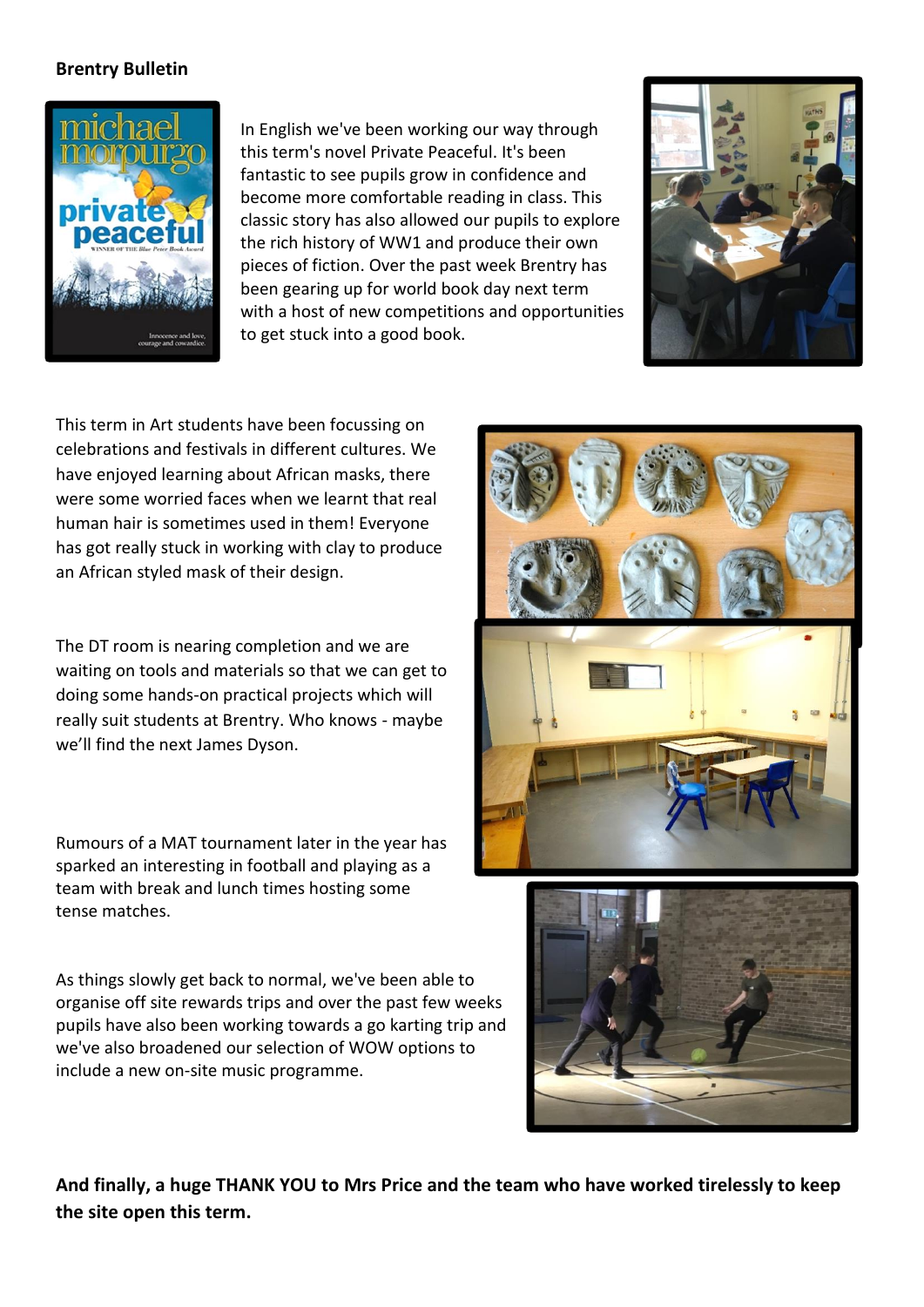**Brentry Bulletin**

In English we've been working our way through this term's novel Private Peaceful. It's been fantastic to see pupils grow in confidence and become more comfortable reading in class. This classic story has also allowed our pupils to explore the rich history of WW1 and produce their own pieces of fiction. Over the past week Brentry has been gearing up for world book day next term with a host of new competitions and opportunities to get stuck into a good book.

This term in Art students have been focussing on celebrations and festivals in different cultures. We have enjoyed learning about African masks, there were some worried faces when we learnt that real human hair is sometimes used in them! Everyone has got really stuck in working with clay to produce an African styled mask of their design.

The DT room is nearing completion and we are waiting on tools and materials so that we can get to doing some hands-on practical projects which will really suit students at Brentry. Who knows - maybe we'll find the next James Dyson.

Rumours of a MAT tournament later in the year has sparked an interesting in football and playing as a team with break and lunch times hosting some tense matches.

As things slowly get back to normal, we've been able to organise off site rewards trips and over the past few weeks pupils have also been working towards a go karting trip and we've also broadened our selection of WOW options to include a new on-site music programme.

**And finally, a huge THANK YOU to Mrs Price and the team who have worked tirelessly to keep the site open this term.**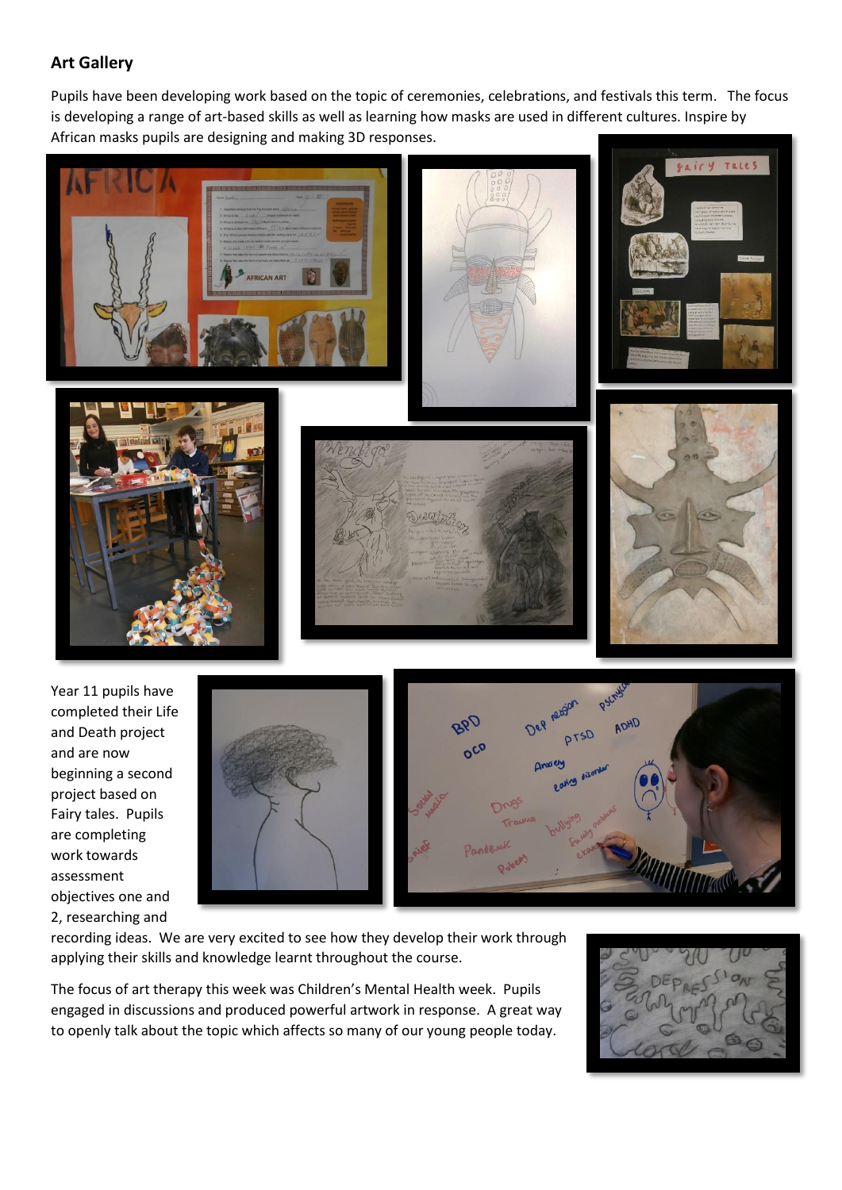## Art Gallery

Pupils have been developing work based on the topic of ceremonies, celebrations, and festivals this term. The focus is developing a range of art-based skills as well as learning how masks are used in different cultures. Inspire by African masks pupils are designing and making 3D responses.

Year 11 pupils have completed their Life and Death project and are now beginning a second project based on Fairy tales. Pupils are completing work towards assessment objectives one and 2, researching and recording ideas. We are very excited to see how they develop their work through applying their skills and knowledge learnt throughout the course.

The focus of art therapy this week was Children's Mental Health week. Pupils engaged in discussions and produced powerful artwork in response. A great way to openly talk about the topic which affects so many of our young people today.